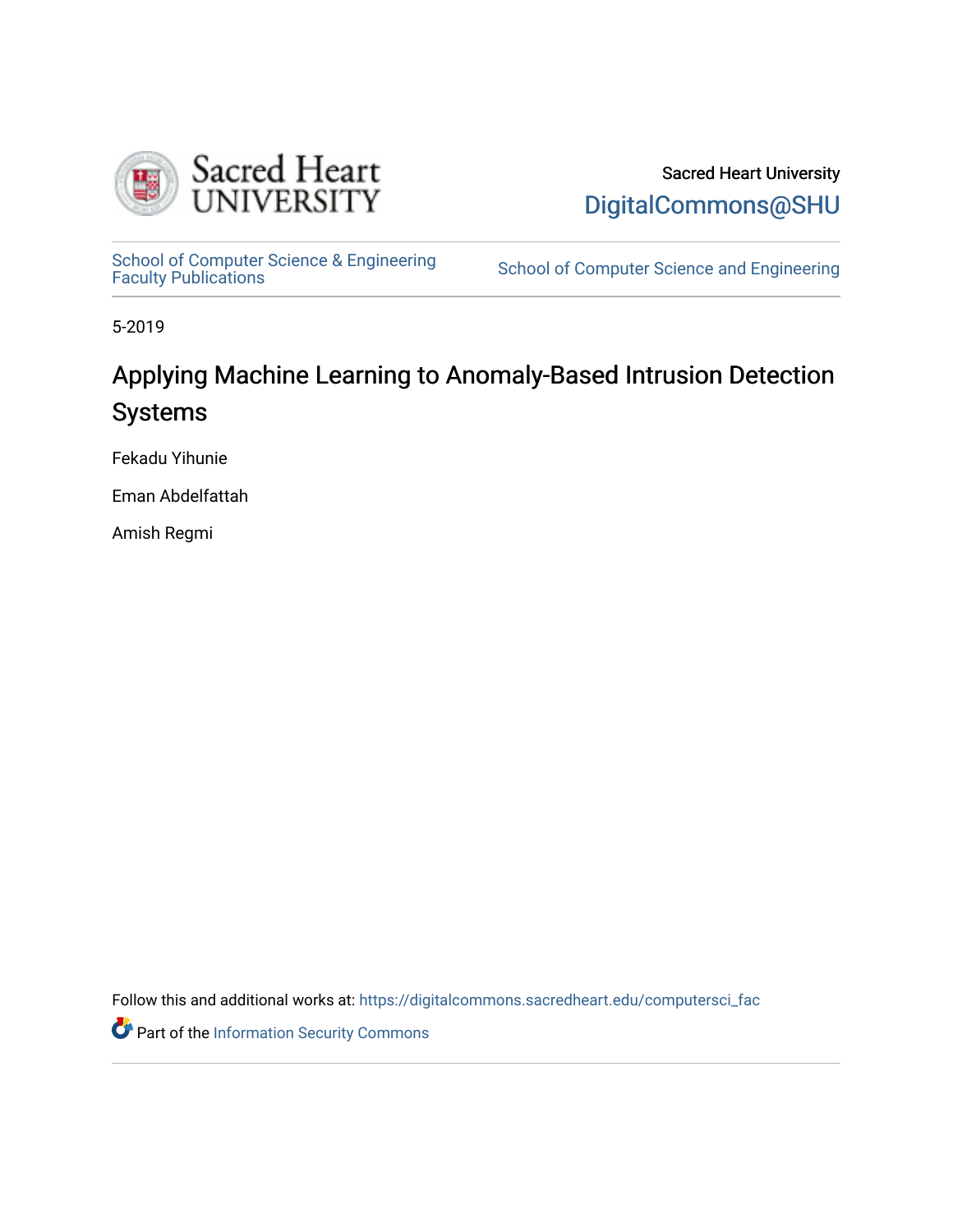Sacred Heart University

DigitalCommons@SHU

School of Computer Science & Engineering Faculty Publications

School of Computer Science and Engineering

5-2019

# Applying Machine Learning to Anomaly-Based Intrusion Detection Systems

Fekadu Yihunie

Eman Abdelfattah

Amish Regmi

Follow this and additional works at: https://digitalcommons.sacredheart.edu/computersci_fac

Part of the Information Security Commons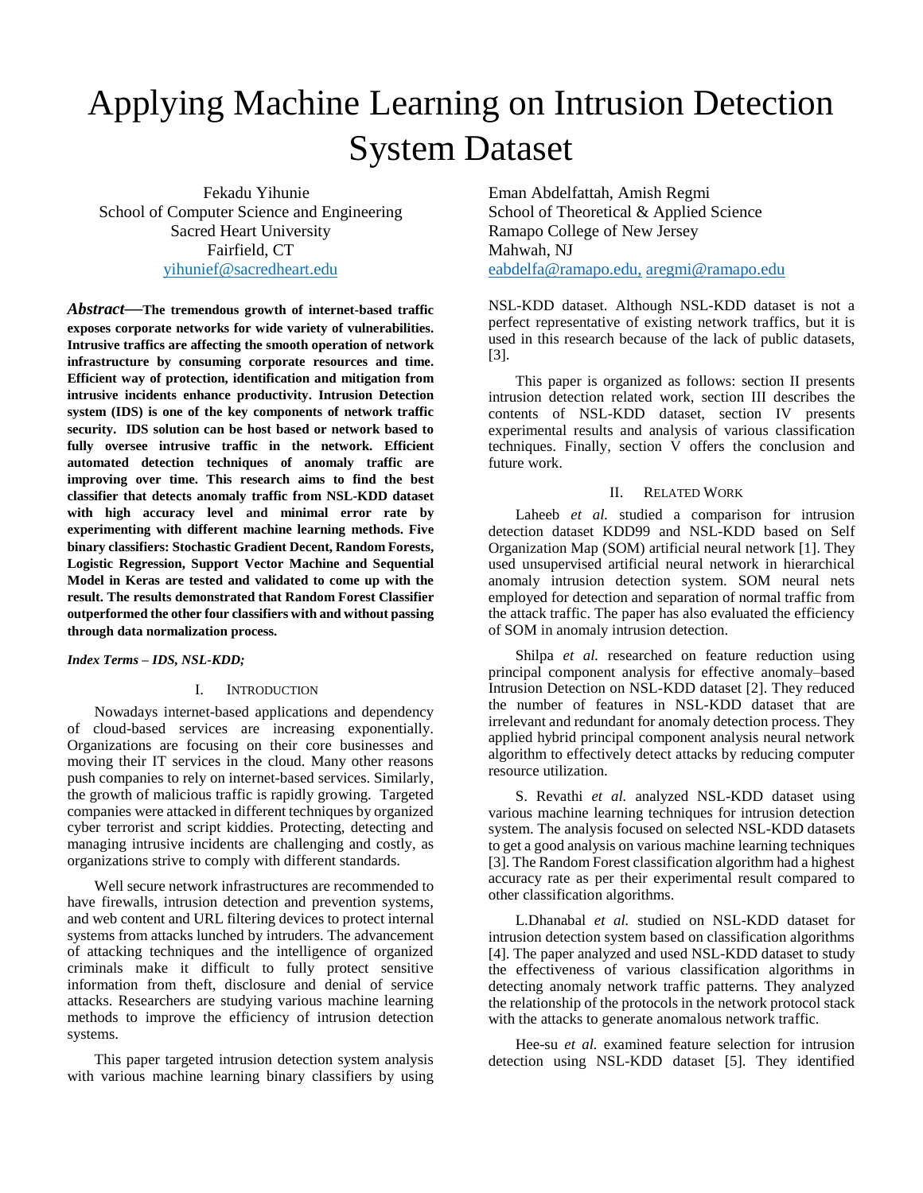# Applying Machine Learning on Intrusion Detection System Dataset

Fekadu Yihunie
School of Computer Science and Engineering
Sacred Heart University
Fairfield, CT
yihunief@sacredheart.edu

Eman Abdelfattah, Amish Regmi
School of Theoretical & Applied Science
Ramapo College of New Jersey
Mahwah, NJ
eabdelfa@ramapo.edu, aregmi@ramapo.edu

***Abstract*—The tremendous growth of internet-based traffic exposes corporate networks for wide variety of vulnerabilities. Intrusive traffics are affecting the smooth operation of network infrastructure by consuming corporate resources and time. Efficient way of protection, identification and mitigation from intrusive incidents enhance productivity. Intrusion Detection system (IDS) is one of the key components of network traffic security. IDS solution can be host based or network based to fully oversee intrusive traffic in the network. Efficient automated detection techniques of anomaly traffic are improving over time. This research aims to find the best classifier that detects anomaly traffic from NSL-KDD dataset with high accuracy level and minimal error rate by experimenting with different machine learning methods. Five binary classifiers: Stochastic Gradient Decent, Random Forests, Logistic Regression, Support Vector Machine and Sequential Model in Keras are tested and validated to come up with the result. The results demonstrated that Random Forest Classifier outperformed the other four classifiers with and without passing through data normalization process.**

***Index Terms – IDS, NSL-KDD;***

## I. Introduction

Nowadays internet-based applications and dependency of cloud-based services are increasing exponentially. Organizations are focusing on their core businesses and moving their IT services in the cloud. Many other reasons push companies to rely on internet-based services. Similarly, the growth of malicious traffic is rapidly growing. Targeted companies were attacked in different techniques by organized cyber terrorist and script kiddies. Protecting, detecting and managing intrusive incidents are challenging and costly, as organizations strive to comply with different standards.

Well secure network infrastructures are recommended to have firewalls, intrusion detection and prevention systems, and web content and URL filtering devices to protect internal systems from attacks lunched by intruders. The advancement of attacking techniques and the intelligence of organized criminals make it difficult to fully protect sensitive information from theft, disclosure and denial of service attacks. Researchers are studying various machine learning methods to improve the efficiency of intrusion detection systems.

This paper targeted intrusion detection system analysis with various machine learning binary classifiers by using NSL-KDD dataset. Although NSL-KDD dataset is not a perfect representative of existing network traffics, but it is used in this research because of the lack of public datasets, [3].

This paper is organized as follows: section II presents intrusion detection related work, section III describes the contents of NSL-KDD dataset, section IV presents experimental results and analysis of various classification techniques. Finally, section V offers the conclusion and future work.

## II. Related Work

Laheeb *et al.* studied a comparison for intrusion detection dataset KDD99 and NSL-KDD based on Self Organization Map (SOM) artificial neural network [1]. They used unsupervised artificial neural network in hierarchical anomaly intrusion detection system. SOM neural nets employed for detection and separation of normal traffic from the attack traffic. The paper has also evaluated the efficiency of SOM in anomaly intrusion detection.

Shilpa *et al.* researched on feature reduction using principal component analysis for effective anomaly–based Intrusion Detection on NSL-KDD dataset [2]. They reduced the number of features in NSL-KDD dataset that are irrelevant and redundant for anomaly detection process. They applied hybrid principal component analysis neural network algorithm to effectively detect attacks by reducing computer resource utilization.

S. Revathi *et al.* analyzed NSL-KDD dataset using various machine learning techniques for intrusion detection system. The analysis focused on selected NSL-KDD datasets to get a good analysis on various machine learning techniques [3]. The Random Forest classification algorithm had a highest accuracy rate as per their experimental result compared to other classification algorithms.

L.Dhanabal *et al.* studied on NSL-KDD dataset for intrusion detection system based on classification algorithms [4]. The paper analyzed and used NSL-KDD dataset to study the effectiveness of various classification algorithms in detecting anomaly network traffic patterns. They analyzed the relationship of the protocols in the network protocol stack with the attacks to generate anomalous network traffic.

Hee-su *et al.* examined feature selection for intrusion detection using NSL-KDD dataset [5]. They identified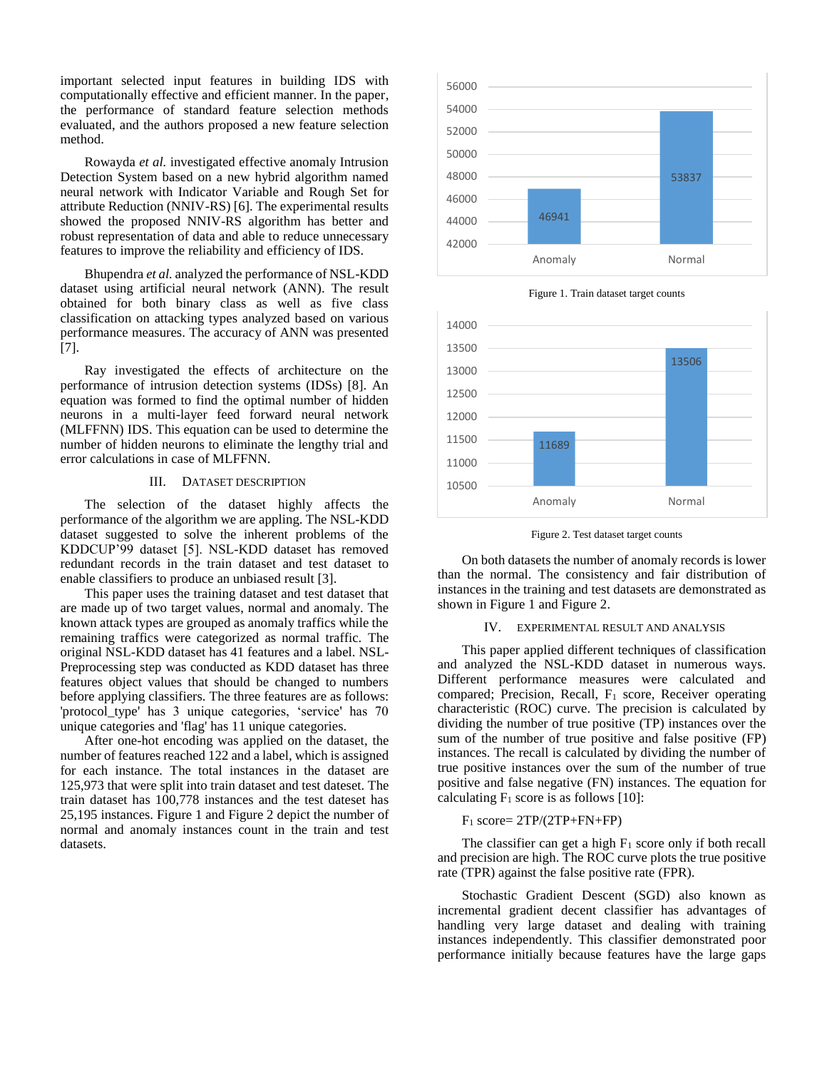important selected input features in building IDS with computationally effective and efficient manner. In the paper, the performance of standard feature selection methods evaluated, and the authors proposed a new feature selection method.

Rowayda *et al.* investigated effective anomaly Intrusion Detection System based on a new hybrid algorithm named neural network with Indicator Variable and Rough Set for attribute Reduction (NNIV-RS) [6]. The experimental results showed the proposed NNIV-RS algorithm has better and robust representation of data and able to reduce unnecessary features to improve the reliability and efficiency of IDS.

Bhupendra *et al.* analyzed the performance of NSL-KDD dataset using artificial neural network (ANN). The result obtained for both binary class as well as five class classification on attacking types analyzed based on various performance measures. The accuracy of ANN was presented [7].

Ray investigated the effects of architecture on the performance of intrusion detection systems (IDSs) [8]. An equation was formed to find the optimal number of hidden neurons in a multi-layer feed forward neural network (MLFFNN) IDS. This equation can be used to determine the number of hidden neurons to eliminate the lengthy trial and error calculations in case of MLFFNN.

## III. Dataset Description

The selection of the dataset highly affects the performance of the algorithm we are appling. The NSL-KDD dataset suggested to solve the inherent problems of the KDDCUP'99 dataset [5]. NSL-KDD dataset has removed redundant records in the train dataset and test dataset to enable classifiers to produce an unbiased result [3].

This paper uses the training dataset and test dataset that are made up of two target values, normal and anomaly. The known attack types are grouped as anomaly traffics while the remaining traffics were categorized as normal traffic. The original NSL-KDD dataset has 41 features and a label. NSL-Preprocessing step was conducted as KDD dataset has three features object values that should be changed to numbers before applying classifiers. The three features are as follows: 'protocol_type' has 3 unique categories, 'service' has 70 unique categories and 'flag' has 11 unique categories.

After one-hot encoding was applied on the dataset, the number of features reached 122 and a label, which is assigned for each instance. The total instances in the dataset are 125,973 that were split into train dataset and test dateset. The train dataset has 100,778 instances and the test dateset has 25,195 instances. Figure 1 and Figure 2 depict the number of normal and anomaly instances count in the train and test datasets.

| Class | Count |
|---|---|
| Anomaly | 46941 |
| Normal | 53837 |

Figure 1. Train dataset target counts

| Class | Count |
|---|---|
| Anomaly | 11689 |
| Normal | 13506 |

Figure 2. Test dataset target counts

On both datasets the number of anomaly records is lower than the normal. The consistency and fair distribution of instances in the training and test datasets are demonstrated as shown in Figure 1 and Figure 2.

## IV. Experimental Result and Analysis

This paper applied different techniques of classification and analyzed the NSL-KDD dataset in numerous ways. Different performance measures were calculated and compared; Precision, Recall, $F_1$ score, Receiver operating characteristic (ROC) curve. The precision is calculated by dividing the number of true positive (TP) instances over the sum of the number of true positive and false positive (FP) instances. The recall is calculated by dividing the number of true positive instances over the sum of the number of true positive and false negative (FN) instances. The equation for calculating $F_1$ score is as follows [10]:

$$F_1 \text{ score} = 2TP/(2TP+FN+FP)$$

The classifier can get a high $F_1$ score only if both recall and precision are high. The ROC curve plots the true positive rate (TPR) against the false positive rate (FPR).

Stochastic Gradient Descent (SGD) also known as incremental gradient decent classifier has advantages of handling very large dataset and dealing with training instances independently. This classifier demonstrated poor performance initially because features have the large gaps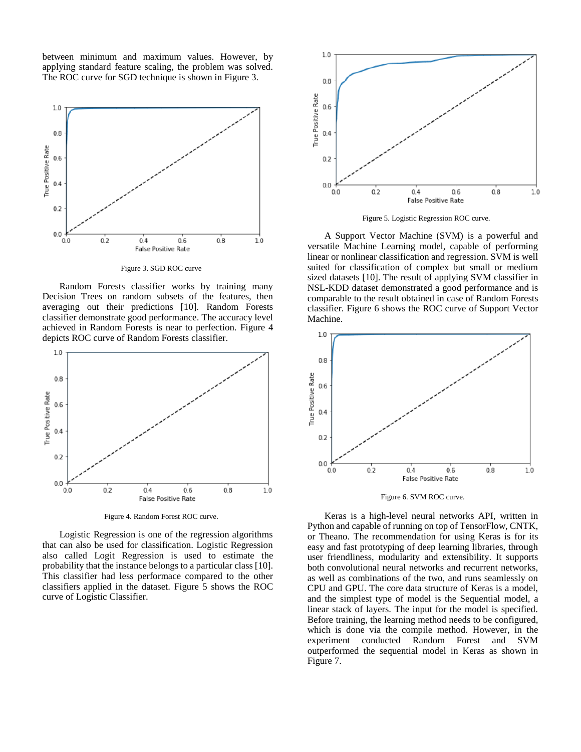between minimum and maximum values. However, by applying standard feature scaling, the problem was solved. The ROC curve for SGD technique is shown in Figure 3.

Figure 3. SGD ROC curve

Random Forests classifier works by training many Decision Trees on random subsets of the features, then averaging out their predictions [10]. Random Forests classifier demonstrate good performance. The accuracy level achieved in Random Forests is near to perfection. Figure 4 depicts ROC curve of Random Forests classifier.

Figure 4. Random Forest ROC curve.

Logistic Regression is one of the regression algorithms that can also be used for classification. Logistic Regression also called Logit Regression is used to estimate the probability that the instance belongs to a particular class [10]. This classifier had less performace compared to the other classifiers applied in the dataset. Figure 5 shows the ROC curve of Logistic Classifier.

Figure 5. Logistic Regression ROC curve.

A Support Vector Machine (SVM) is a powerful and versatile Machine Learning model, capable of performing linear or nonlinear classification and regression. SVM is well suited for classification of complex but small or medium sized datasets [10]. The result of applying SVM classifier in NSL-KDD dataset demonstrated a good performance and is comparable to the result obtained in case of Random Forests classifier. Figure 6 shows the ROC curve of Support Vector Machine.

Figure 6. SVM ROC curve.

Keras is a high-level neural networks API, written in Python and capable of running on top of TensorFlow, CNTK, or Theano. The recommendation for using Keras is for its easy and fast prototyping of deep learning libraries, through user friendliness, modularity and extensibility. It supports both convolutional neural networks and recurrent networks, as well as combinations of the two, and runs seamlessly on CPU and GPU. The core data structure of Keras is a model, and the simplest type of model is the Sequential model, a linear stack of layers. The input for the model is specified. Before training, the learning method needs to be configured, which is done via the compile method. However, in the experiment conducted Random Forest and SVM outperformed the sequential model in Keras as shown in Figure 7.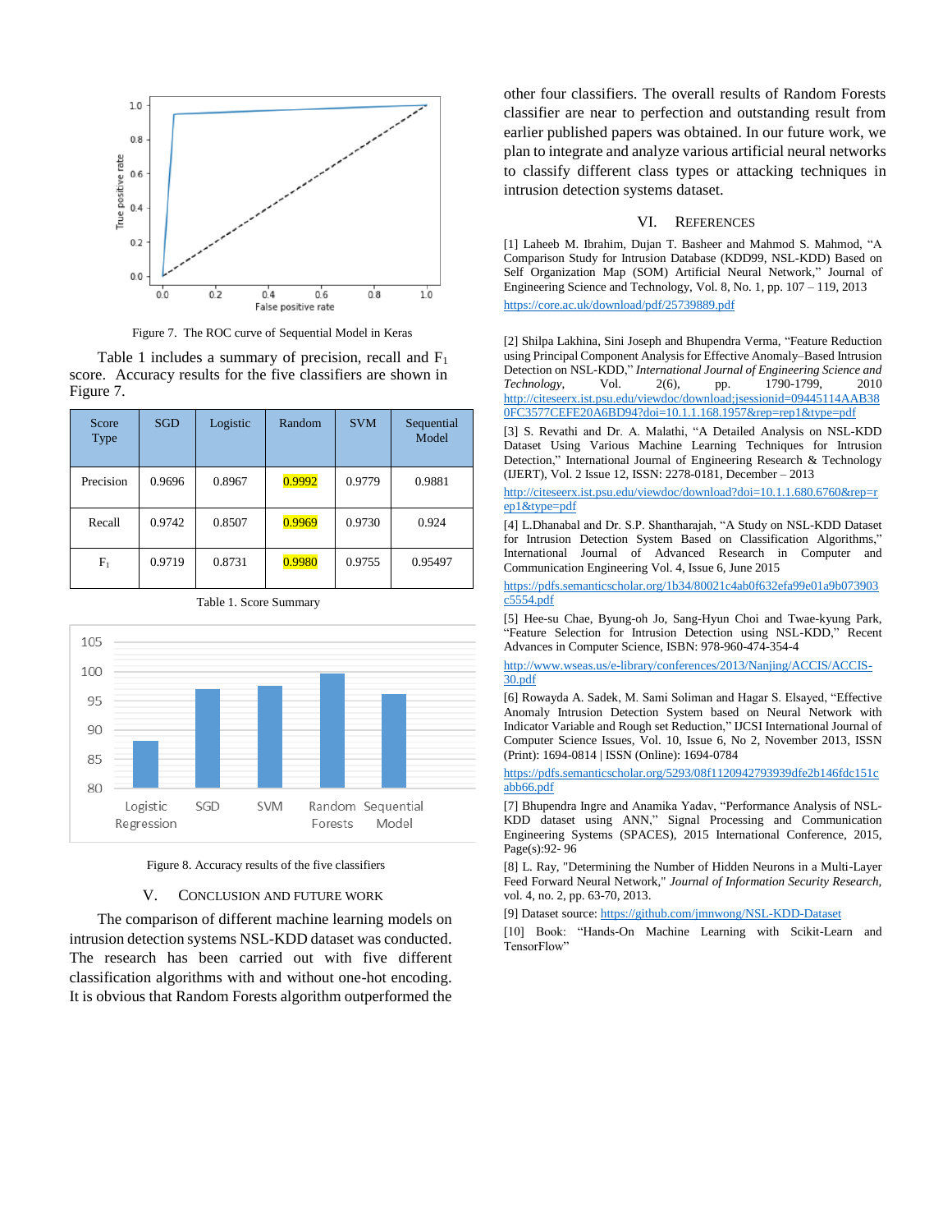1.0
0.8
0.6
0.4
0.2
0.0
True positive rate
0.0 0.2 0.4 0.6 0.8 1.0
False positive rate

Figure 7. The ROC curve of Sequential Model in Keras

Table 1 includes a summary of precision, recall and $F_1$ score. Accuracy results for the five classifiers are shown in Figure 7.

| Score Type | SGD | Logistic | Random | SVM | Sequential Model |
|---|---|---|---|---|---|
| Precision | 0.9696 | 0.8967 | 0.9992 | 0.9779 | 0.9881 |
| Recall | 0.9742 | 0.8507 | 0.9969 | 0.9730 | 0.924 |
| $F_1$ | 0.9719 | 0.8731 | 0.9980 | 0.9755 | 0.95497 |

Table 1. Score Summary

105
100
95
90
85
80
Logistic Regression
SGD
SVM
Random Forests
Sequential Model

Figure 8. Accuracy results of the five classifiers

## V. Conclusion and Future Work

The comparison of different machine learning models on intrusion detection systems NSL-KDD dataset was conducted. The research has been carried out with five different classification algorithms with and without one-hot encoding. It is obvious that Random Forests algorithm outperformed the other four classifiers. The overall results of Random Forests classifier are near to perfection and outstanding result from earlier published papers was obtained. In our future work, we plan to integrate and analyze various artificial neural networks to classify different class types or attacking techniques in intrusion detection systems dataset.

## VI. References

[1] Laheeb M. Ibrahim, Dujan T. Basheer and Mahmod S. Mahmod, "A Comparison Study for Intrusion Database (KDD99, NSL-KDD) Based on Self Organization Map (SOM) Artificial Neural Network," Journal of Engineering Science and Technology, Vol. 8, No. 1, pp. 107 – 119, 2013 https://core.ac.uk/download/pdf/25739889.pdf

[2] Shilpa Lakhina, Sini Joseph and Bhupendra Verma, "Feature Reduction using Principal Component Analysis for Effective Anomaly–Based Intrusion Detection on NSL-KDD," *International Journal of Engineering Science and Technology*, Vol. 2(6), pp. 1790-1799, 2010 http://citeseerx.ist.psu.edu/viewdoc/download;jsessionid=09445114AAB380FC3577CEFE20A6BD94?doi=10.1.1.168.1957&rep=rep1&type=pdf

[3] S. Revathi and Dr. A. Malathi, "A Detailed Analysis on NSL-KDD Dataset Using Various Machine Learning Techniques for Intrusion Detection," International Journal of Engineering Research & Technology (IJERT), Vol. 2 Issue 12, ISSN: 2278-0181, December – 2013 http://citeseerx.ist.psu.edu/viewdoc/download?doi=10.1.1.680.6760&rep=rep1&type=pdf

[4] L.Dhanabal and Dr. S.P. Shantharajah, "A Study on NSL-KDD Dataset for Intrusion Detection System Based on Classification Algorithms," International Journal of Advanced Research in Computer and Communication Engineering Vol. 4, Issue 6, June 2015 https://pdfs.semanticscholar.org/1b34/80021c4ab0f632efa99e01a9b073903c5554.pdf

[5] Hee-su Chae, Byung-oh Jo, Sang-Hyun Choi and Twae-kyung Park, "Feature Selection for Intrusion Detection using NSL-KDD," Recent Advances in Computer Science, ISBN: 978-960-474-354-4 http://www.wseas.us/e-library/conferences/2013/Nanjing/ACCIS/ACCIS-30.pdf

[6] Rowayda A. Sadek, M. Sami Soliman and Hagar S. Elsayed, "Effective Anomaly Intrusion Detection System based on Neural Network with Indicator Variable and Rough set Reduction," IJCSI International Journal of Computer Science Issues, Vol. 10, Issue 6, No 2, November 2013, ISSN (Print): 1694-0814 | ISSN (Online): 1694-0784 https://pdfs.semanticscholar.org/5293/08f1120942793939dfe2b146fdc151cabb66.pdf

[7] Bhupendra Ingre and Anamika Yadav, "Performance Analysis of NSL-KDD dataset using ANN," Signal Processing and Communication Engineering Systems (SPACES), 2015 International Conference, 2015, Page(s):92- 96

[8] L. Ray, "Determining the Number of Hidden Neurons in a Multi-Layer Feed Forward Neural Network," *Journal of Information Security Research*, vol. 4, no. 2, pp. 63-70, 2013.

[9] Dataset source: https://github.com/jmnwong/NSL-KDD-Dataset

[10] Book: "Hands-On Machine Learning with Scikit-Learn and TensorFlow"